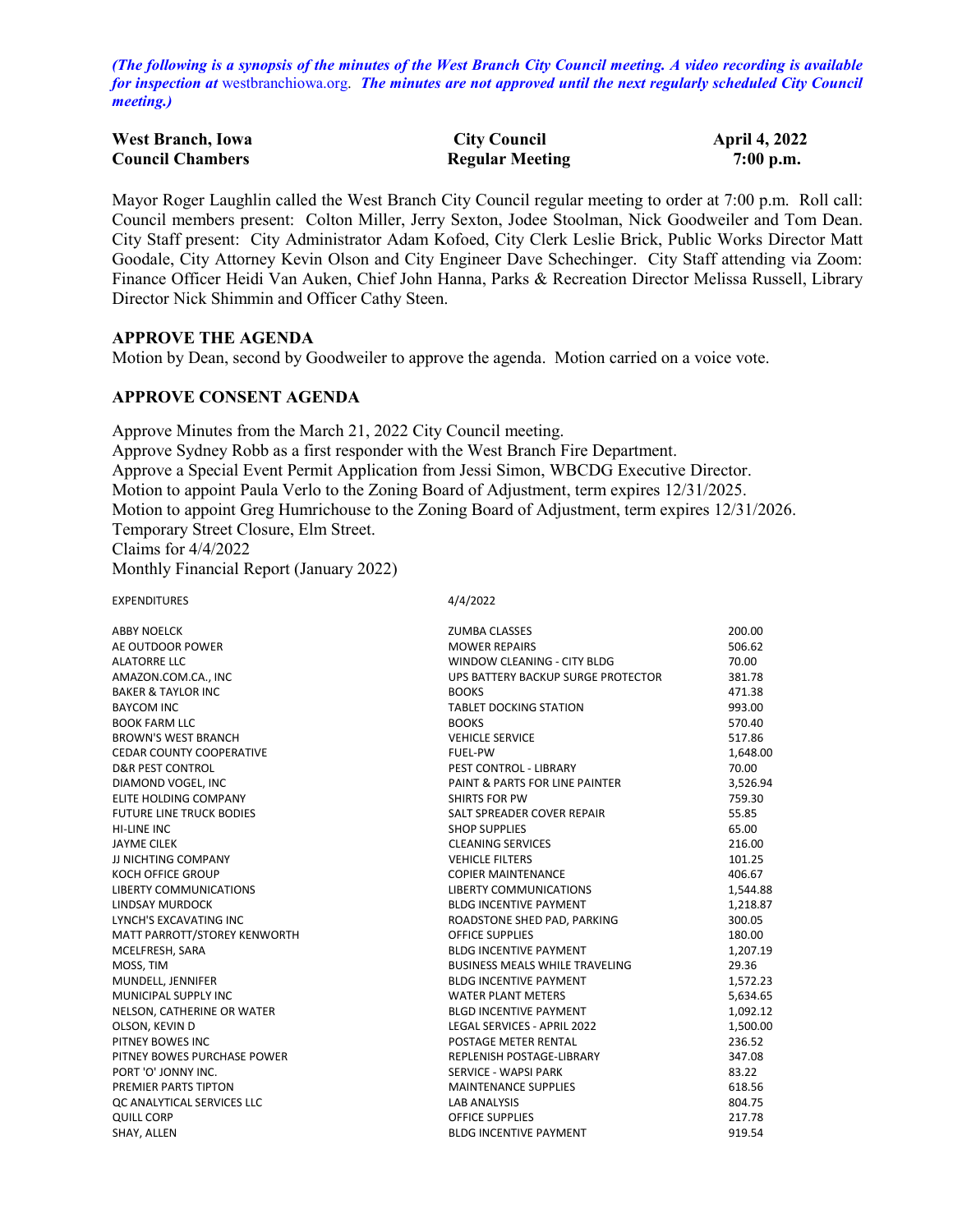*(The following is a synopsis of the minutes of the West Branch City Council meeting. A video recording is available for inspection at* westbranchiowa.org*. The minutes are not approved until the next regularly scheduled City Council meeting.)*

| **West Branch, Iowa** | **City Council** | **April 4, 2022** |
|---|---|---|
| **Council Chambers** | **Regular Meeting** | **7:00 p.m.** |

Mayor Roger Laughlin called the West Branch City Council regular meeting to order at 7:00 p.m. Roll call: Council members present: Colton Miller, Jerry Sexton, Jodee Stoolman, Nick Goodweiler and Tom Dean. City Staff present: City Administrator Adam Kofoed, City Clerk Leslie Brick, Public Works Director Matt Goodale, City Attorney Kevin Olson and City Engineer Dave Schechinger. City Staff attending via Zoom: Finance Officer Heidi Van Auken, Chief John Hanna, Parks & Recreation Director Melissa Russell, Library Director Nick Shimmin and Officer Cathy Steen.

## APPROVE THE AGENDA

Motion by Dean, second by Goodweiler to approve the agenda. Motion carried on a voice vote.

## APPROVE CONSENT AGENDA

Approve Minutes from the March 21, 2022 City Council meeting.
Approve Sydney Robb as a first responder with the West Branch Fire Department.
Approve a Special Event Permit Application from Jessi Simon, WBCDG Executive Director.
Motion to appoint Paula Verlo to the Zoning Board of Adjustment, term expires 12/31/2025.
Motion to appoint Greg Humrichouse to the Zoning Board of Adjustment, term expires 12/31/2026.
Temporary Street Closure, Elm Street.
Claims for 4/4/2022
Monthly Financial Report (January 2022)

| EXPENDITURES | 4/4/2022 | |
|---|---|---|
| ABBY NOELCK | ZUMBA CLASSES | 200.00 |
| AE OUTDOOR POWER | MOWER REPAIRS | 506.62 |
| ALATORRE LLC | WINDOW CLEANING - CITY BLDG | 70.00 |
| AMAZON.COM.CA., INC | UPS BATTERY BACKUP SURGE PROTECTOR | 381.78 |
| BAKER & TAYLOR INC | BOOKS | 471.38 |
| BAYCOM INC | TABLET DOCKING STATION | 993.00 |
| BOOK FARM LLC | BOOKS | 570.40 |
| BROWN'S WEST BRANCH | VEHICLE SERVICE | 517.86 |
| CEDAR COUNTY COOPERATIVE | FUEL-PW | 1,648.00 |
| D&R PEST CONTROL | PEST CONTROL - LIBRARY | 70.00 |
| DIAMOND VOGEL, INC | PAINT & PARTS FOR LINE PAINTER | 3,526.94 |
| ELITE HOLDING COMPANY | SHIRTS FOR PW | 759.30 |
| FUTURE LINE TRUCK BODIES | SALT SPREADER COVER REPAIR | 55.85 |
| HI-LINE INC | SHOP SUPPLIES | 65.00 |
| JAYME CILEK | CLEANING SERVICES | 216.00 |
| JJ NICHTING COMPANY | VEHICLE FILTERS | 101.25 |
| KOCH OFFICE GROUP | COPIER MAINTENANCE | 406.67 |
| LIBERTY COMMUNICATIONS | LIBERTY COMMUNICATIONS | 1,544.88 |
| LINDSAY MURDOCK | BLDG INCENTIVE PAYMENT | 1,218.87 |
| LYNCH'S EXCAVATING INC | ROADSTONE SHED PAD, PARKING | 300.05 |
| MATT PARROTT/STOREY KENWORTH | OFFICE SUPPLIES | 180.00 |
| MCELFRESH, SARA | BLDG INCENTIVE PAYMENT | 1,207.19 |
| MOSS, TIM | BUSINESS MEALS WHILE TRAVELING | 29.36 |
| MUNDELL, JENNIFER | BLDG INCENTIVE PAYMENT | 1,572.23 |
| MUNICIPAL SUPPLY INC | WATER PLANT METERS | 5,634.65 |
| NELSON, CATHERINE OR WATER | BLGD INCENTIVE PAYMENT | 1,092.12 |
| OLSON, KEVIN D | LEGAL SERVICES - APRIL 2022 | 1,500.00 |
| PITNEY BOWES INC | POSTAGE METER RENTAL | 236.52 |
| PITNEY BOWES PURCHASE POWER | REPLENISH POSTAGE-LIBRARY | 347.08 |
| PORT 'O' JONNY INC. | SERVICE - WAPSI PARK | 83.22 |
| PREMIER PARTS TIPTON | MAINTENANCE SUPPLIES | 618.56 |
| QC ANALYTICAL SERVICES LLC | LAB ANALYSIS | 804.75 |
| QUILL CORP | OFFICE SUPPLIES | 217.78 |
| SHAY, ALLEN | BLDG INCENTIVE PAYMENT | 919.54 |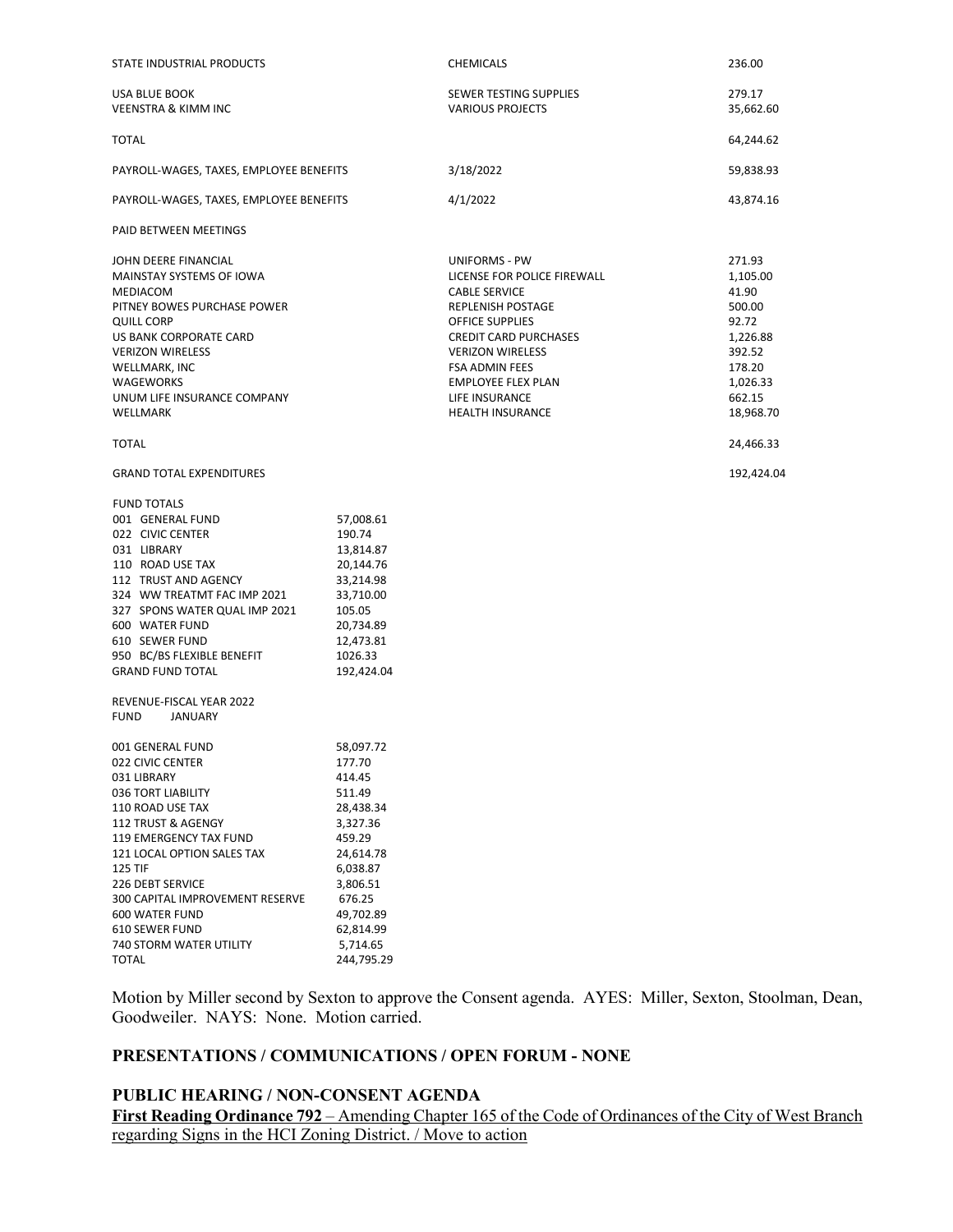| | | |
|---|---|---|
| STATE INDUSTRIAL PRODUCTS | CHEMICALS | 236.00 |
| USA BLUE BOOK | SEWER TESTING SUPPLIES | 279.17 |
| VEENSTRA & KIMM INC | VARIOUS PROJECTS | 35,662.60 |
| TOTAL | | 64,244.62 |
| PAYROLL-WAGES, TAXES, EMPLOYEE BENEFITS | 3/18/2022 | 59,838.93 |
| PAYROLL-WAGES, TAXES, EMPLOYEE BENEFITS | 4/1/2022 | 43,874.16 |

PAID BETWEEN MEETINGS

| | | |
|---|---|---|
| JOHN DEERE FINANCIAL | UNIFORMS - PW | 271.93 |
| MAINSTAY SYSTEMS OF IOWA | LICENSE FOR POLICE FIREWALL | 1,105.00 |
| MEDIACOM | CABLE SERVICE | 41.90 |
| PITNEY BOWES PURCHASE POWER | REPLENISH POSTAGE | 500.00 |
| QUILL CORP | OFFICE SUPPLIES | 92.72 |
| US BANK CORPORATE CARD | CREDIT CARD PURCHASES | 1,226.88 |
| VERIZON WIRELESS | VERIZON WIRELESS | 392.52 |
| WELLMARK, INC | FSA ADMIN FEES | 178.20 |
| WAGEWORKS | EMPLOYEE FLEX PLAN | 1,026.33 |
| UNUM LIFE INSURANCE COMPANY | LIFE INSURANCE | 662.15 |
| WELLMARK | HEALTH INSURANCE | 18,968.70 |
| TOTAL | | 24,466.33 |
| GRAND TOTAL EXPENDITURES | | 192,424.04 |

FUND TOTALS

| | |
|---|---|
| 001 GENERAL FUND | 57,008.61 |
| 022 CIVIC CENTER | 190.74 |
| 031 LIBRARY | 13,814.87 |
| 110 ROAD USE TAX | 20,144.76 |
| 112 TRUST AND AGENCY | 33,214.98 |
| 324 WW TREATMT FAC IMP 2021 | 33,710.00 |
| 327 SPONS WATER QUAL IMP 2021 | 105.05 |
| 600 WATER FUND | 20,734.89 |
| 610 SEWER FUND | 12,473.81 |
| 950 BC/BS FLEXIBLE BENEFIT | 1026.33 |
| GRAND FUND TOTAL | 192,424.04 |

REVENUE-FISCAL YEAR 2022

| FUND | JANUARY |
|---|---|
| 001 GENERAL FUND | 58,097.72 |
| 022 CIVIC CENTER | 177.70 |
| 031 LIBRARY | 414.45 |
| 036 TORT LIABILITY | 511.49 |
| 110 ROAD USE TAX | 28,438.34 |
| 112 TRUST & AGENGY | 3,327.36 |
| 119 EMERGENCY TAX FUND | 459.29 |
| 121 LOCAL OPTION SALES TAX | 24,614.78 |
| 125 TIF | 6,038.87 |
| 226 DEBT SERVICE | 3,806.51 |
| 300 CAPITAL IMPROVEMENT RESERVE | 676.25 |
| 600 WATER FUND | 49,702.89 |
| 610 SEWER FUND | 62,814.99 |
| 740 STORM WATER UTILITY | 5,714.65 |
| TOTAL | 244,795.29 |

Motion by Miller second by Sexton to approve the Consent agenda. AYES: Miller, Sexton, Stoolman, Dean, Goodweiler. NAYS: None. Motion carried.

## PRESENTATIONS / COMMUNICATIONS / OPEN FORUM - NONE

## PUBLIC HEARING / NON-CONSENT AGENDA

**First Reading Ordinance 792** – Amending Chapter 165 of the Code of Ordinances of the City of West Branch regarding Signs in the HCI Zoning District. / Move to action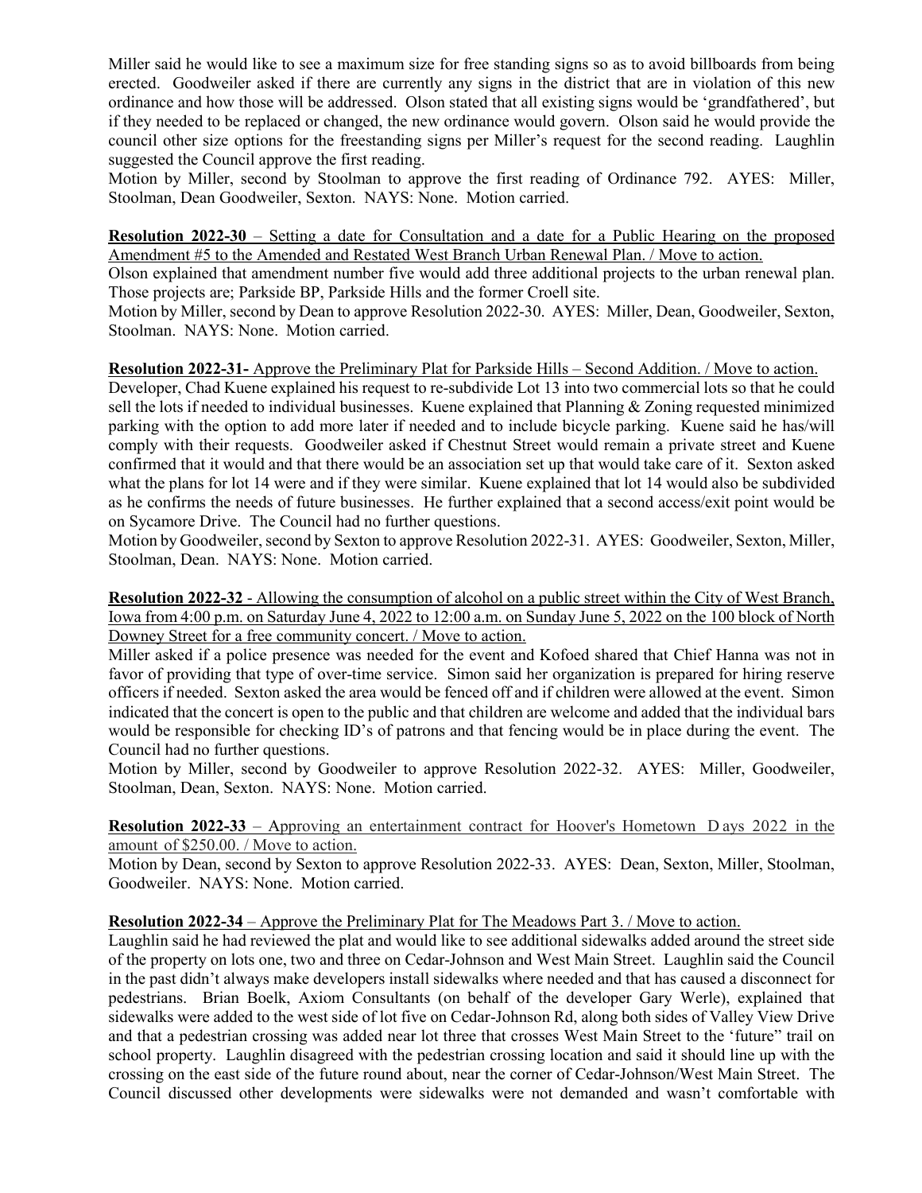Miller said he would like to see a maximum size for free standing signs so as to avoid billboards from being erected. Goodweiler asked if there are currently any signs in the district that are in violation of this new ordinance and how those will be addressed. Olson stated that all existing signs would be 'grandfathered', but if they needed to be replaced or changed, the new ordinance would govern. Olson said he would provide the council other size options for the freestanding signs per Miller's request for the second reading. Laughlin suggested the Council approve the first reading.

Motion by Miller, second by Stoolman to approve the first reading of Ordinance 792. AYES: Miller, Stoolman, Dean Goodweiler, Sexton. NAYS: None. Motion carried.

**Resolution 2022-30** – <u>Setting a date for Consultation and a date for a Public Hearing on the proposed Amendment #5 to the Amended and Restated West Branch Urban Renewal Plan. / Move to action.</u>

Olson explained that amendment number five would add three additional projects to the urban renewal plan. Those projects are; Parkside BP, Parkside Hills and the former Croell site.

Motion by Miller, second by Dean to approve Resolution 2022-30. AYES: Miller, Dean, Goodweiler, Sexton, Stoolman. NAYS: None. Motion carried.

**Resolution 2022-31-** <u>Approve the Preliminary Plat for Parkside Hills – Second Addition. / Move to action.</u>

Developer, Chad Kuene explained his request to re-subdivide Lot 13 into two commercial lots so that he could sell the lots if needed to individual businesses. Kuene explained that Planning & Zoning requested minimized parking with the option to add more later if needed and to include bicycle parking. Kuene said he has/will comply with their requests. Goodweiler asked if Chestnut Street would remain a private street and Kuene confirmed that it would and that there would be an association set up that would take care of it. Sexton asked what the plans for lot 14 were and if they were similar. Kuene explained that lot 14 would also be subdivided as he confirms the needs of future businesses. He further explained that a second access/exit point would be on Sycamore Drive. The Council had no further questions.

Motion by Goodweiler, second by Sexton to approve Resolution 2022-31. AYES: Goodweiler, Sexton, Miller, Stoolman, Dean. NAYS: None. Motion carried.

**Resolution 2022-32** - <u>Allowing the consumption of alcohol on a public street within the City of West Branch, Iowa from 4:00 p.m. on Saturday June 4, 2022 to 12:00 a.m. on Sunday June 5, 2022 on the 100 block of North Downey Street for a free community concert. / Move to action.</u>

Miller asked if a police presence was needed for the event and Kofoed shared that Chief Hanna was not in favor of providing that type of over-time service. Simon said her organization is prepared for hiring reserve officers if needed. Sexton asked the area would be fenced off and if children were allowed at the event. Simon indicated that the concert is open to the public and that children are welcome and added that the individual bars would be responsible for checking ID's of patrons and that fencing would be in place during the event. The Council had no further questions.

Motion by Miller, second by Goodweiler to approve Resolution 2022-32. AYES: Miller, Goodweiler, Stoolman, Dean, Sexton. NAYS: None. Motion carried.

**Resolution 2022-33** – <u>Approving an entertainment contract for Hoover's Hometown D ays 2022 in the amount of $250.00. / Move to action.</u>

Motion by Dean, second by Sexton to approve Resolution 2022-33. AYES: Dean, Sexton, Miller, Stoolman, Goodweiler. NAYS: None. Motion carried.

**Resolution 2022-34** – <u>Approve the Preliminary Plat for The Meadows Part 3. / Move to action.</u>

Laughlin said he had reviewed the plat and would like to see additional sidewalks added around the street side of the property on lots one, two and three on Cedar-Johnson and West Main Street. Laughlin said the Council in the past didn't always make developers install sidewalks where needed and that has caused a disconnect for pedestrians. Brian Boelk, Axiom Consultants (on behalf of the developer Gary Werle), explained that sidewalks were added to the west side of lot five on Cedar-Johnson Rd, along both sides of Valley View Drive and that a pedestrian crossing was added near lot three that crosses West Main Street to the 'future" trail on school property. Laughlin disagreed with the pedestrian crossing location and said it should line up with the crossing on the east side of the future round about, near the corner of Cedar-Johnson/West Main Street. The Council discussed other developments were sidewalks were not demanded and wasn't comfortable with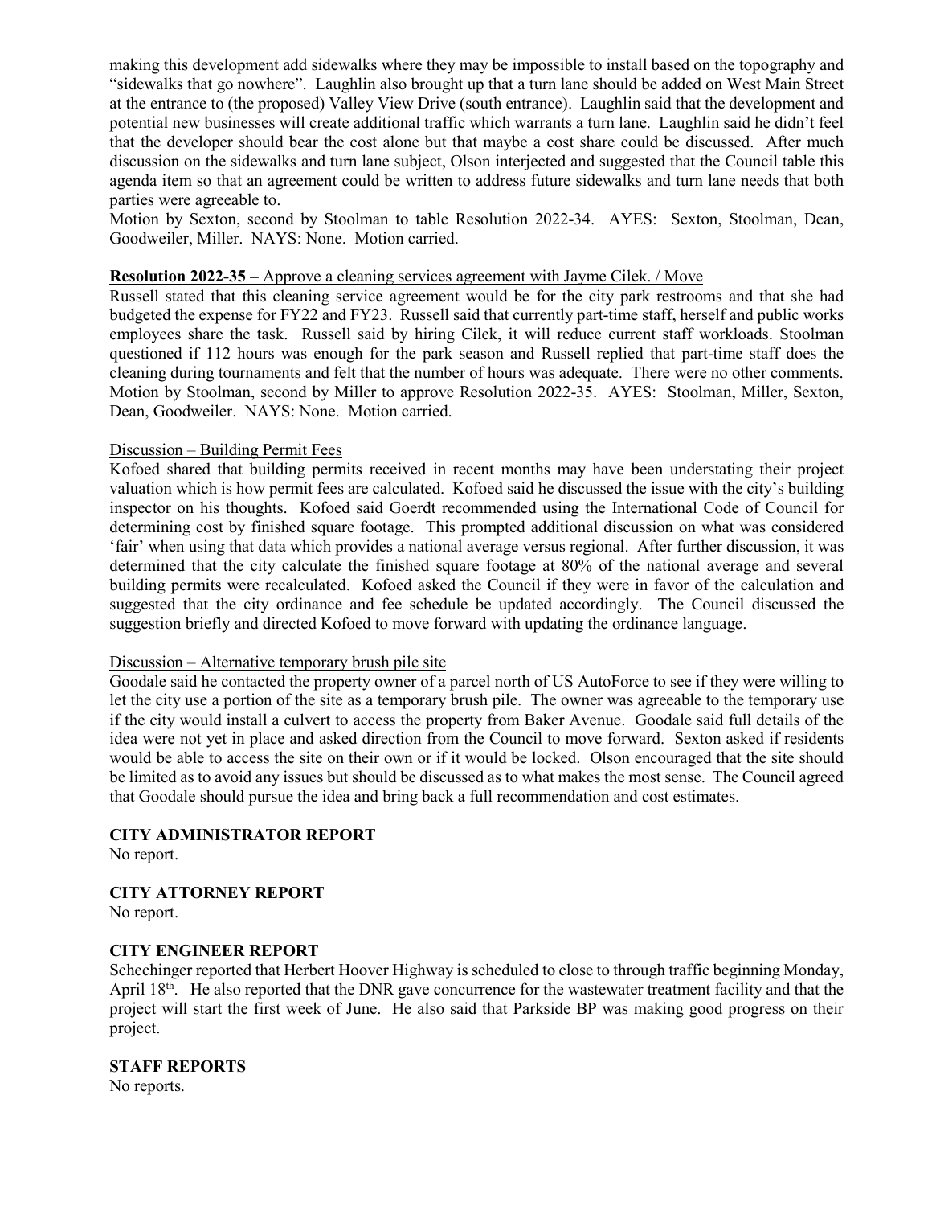making this development add sidewalks where they may be impossible to install based on the topography and "sidewalks that go nowhere". Laughlin also brought up that a turn lane should be added on West Main Street at the entrance to (the proposed) Valley View Drive (south entrance). Laughlin said that the development and potential new businesses will create additional traffic which warrants a turn lane. Laughlin said he didn't feel that the developer should bear the cost alone but that maybe a cost share could be discussed. After much discussion on the sidewalks and turn lane subject, Olson interjected and suggested that the Council table this agenda item so that an agreement could be written to address future sidewalks and turn lane needs that both parties were agreeable to.

Motion by Sexton, second by Stoolman to table Resolution 2022-34. AYES: Sexton, Stoolman, Dean, Goodweiler, Miller. NAYS: None. Motion carried.

**Resolution 2022-35 –** Approve a cleaning services agreement with Jayme Cilek. / Move

Russell stated that this cleaning service agreement would be for the city park restrooms and that she had budgeted the expense for FY22 and FY23. Russell said that currently part-time staff, herself and public works employees share the task. Russell said by hiring Cilek, it will reduce current staff workloads. Stoolman questioned if 112 hours was enough for the park season and Russell replied that part-time staff does the cleaning during tournaments and felt that the number of hours was adequate. There were no other comments. Motion by Stoolman, second by Miller to approve Resolution 2022-35. AYES: Stoolman, Miller, Sexton, Dean, Goodweiler. NAYS: None. Motion carried.

Discussion – Building Permit Fees

Kofoed shared that building permits received in recent months may have been understating their project valuation which is how permit fees are calculated. Kofoed said he discussed the issue with the city's building inspector on his thoughts. Kofoed said Goerdt recommended using the International Code of Council for determining cost by finished square footage. This prompted additional discussion on what was considered 'fair' when using that data which provides a national average versus regional. After further discussion, it was determined that the city calculate the finished square footage at 80% of the national average and several building permits were recalculated. Kofoed asked the Council if they were in favor of the calculation and suggested that the city ordinance and fee schedule be updated accordingly. The Council discussed the suggestion briefly and directed Kofoed to move forward with updating the ordinance language.

Discussion – Alternative temporary brush pile site

Goodale said he contacted the property owner of a parcel north of US AutoForce to see if they were willing to let the city use a portion of the site as a temporary brush pile. The owner was agreeable to the temporary use if the city would install a culvert to access the property from Baker Avenue. Goodale said full details of the idea were not yet in place and asked direction from the Council to move forward. Sexton asked if residents would be able to access the site on their own or if it would be locked. Olson encouraged that the site should be limited as to avoid any issues but should be discussed as to what makes the most sense. The Council agreed that Goodale should pursue the idea and bring back a full recommendation and cost estimates.

**CITY ADMINISTRATOR REPORT**

No report.

**CITY ATTORNEY REPORT**

No report.

**CITY ENGINEER REPORT**

Schechinger reported that Herbert Hoover Highway is scheduled to close to through traffic beginning Monday, April 18th. He also reported that the DNR gave concurrence for the wastewater treatment facility and that the project will start the first week of June. He also said that Parkside BP was making good progress on their project.

**STAFF REPORTS**

No reports.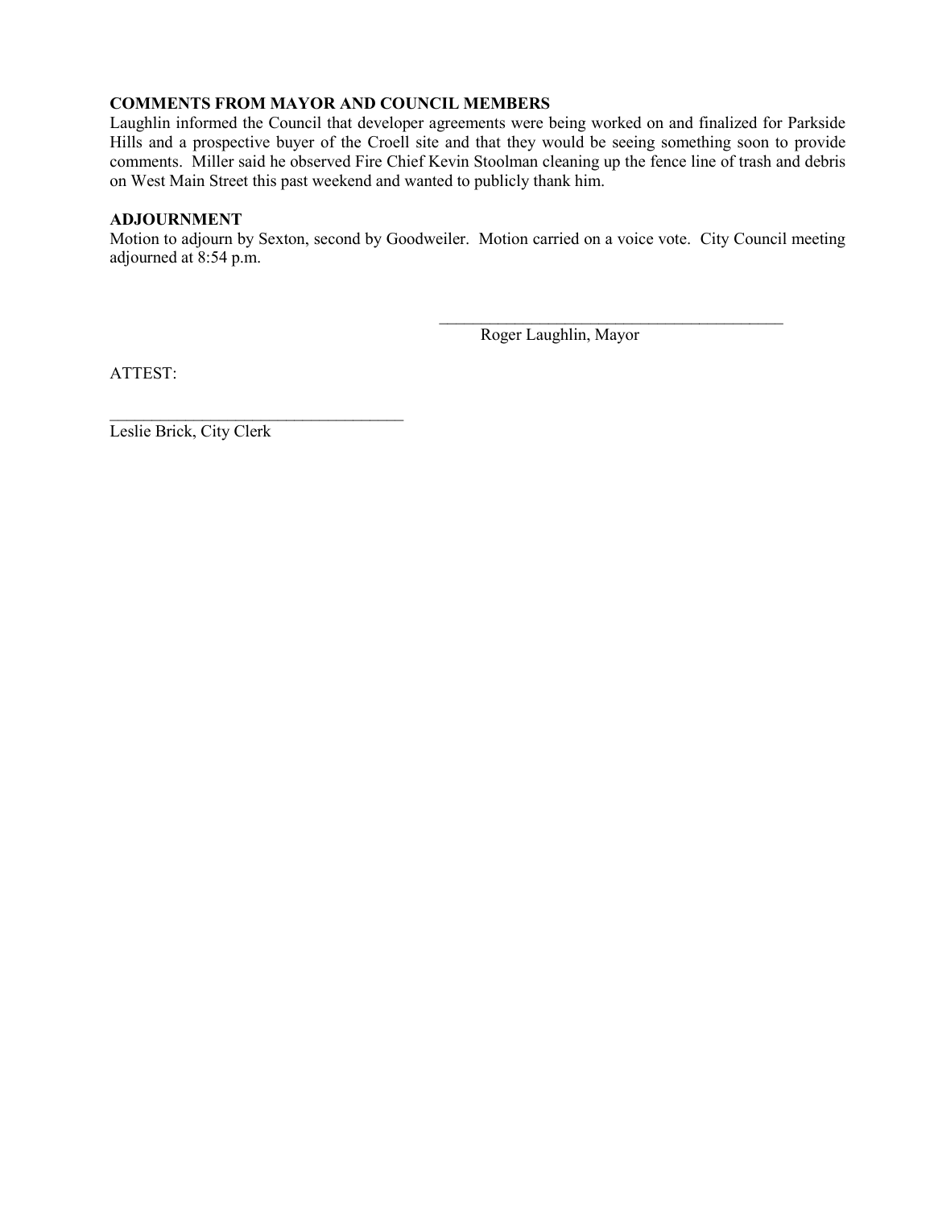**COMMENTS FROM MAYOR AND COUNCIL MEMBERS**

Laughlin informed the Council that developer agreements were being worked on and finalized for Parkside Hills and a prospective buyer of the Croell site and that they would be seeing something soon to provide comments. Miller said he observed Fire Chief Kevin Stoolman cleaning up the fence line of trash and debris on West Main Street this past weekend and wanted to publicly thank him.

**ADJOURNMENT**

Motion to adjourn by Sexton, second by Goodweiler. Motion carried on a voice vote. City Council meeting adjourned at 8:54 p.m.

\_\_\_\_\_\_\_\_\_\_\_\_\_\_\_\_\_\_\_\_\_\_\_\_\_\_\_\_\_\_\_\_\_\_\_\_\_\_\_\_\_\_\_\_

Roger Laughlin, Mayor

ATTEST:

\_\_\_\_\_\_\_\_\_\_\_\_\_\_\_\_\_\_\_\_\_\_\_\_\_\_\_\_\_\_\_\_\_\_\_\_\_

Leslie Brick, City Clerk